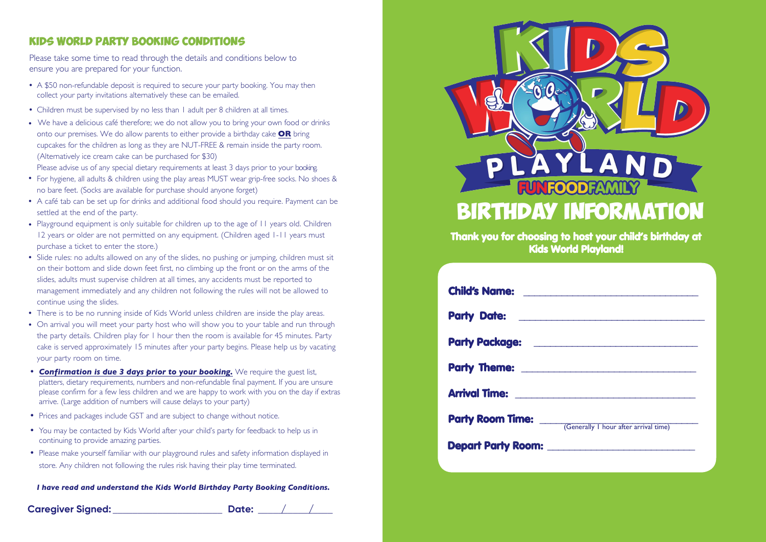## KIDS WORLD PARTY BOOKING CONDITIONS

Please take some time to read through the details and conditions below to ensure you are prepared for your function.

- A $50 non-refundable deposit is required to secure your party booking. You may then collect your party invitations alternatively these can be emailed.
- Children must be supervised by no less than 1 adult per 8 children at all times.
- We have a delicious café therefore; we do not allow you to bring your own food or drinks onto our premises. We do allow parents to either provide a birthday cake **OR** bring cupcakes for the children as long as they are NUT-FREE & remain inside the party room. (Alternatively ice cream cake can be purchased for $30)
  Please advise us of any special dietary requirements at least 3 days prior to your booking.
- For hygiene, all adults & children using the play areas MUST wear grip-free socks. No shoes & no bare feet. (Socks are available for purchase should anyone forget)
- A café tab can be set up for drinks and additional food should you require. Payment can be settled at the end of the party.
- Playground equipment is only suitable for children up to the age of 11 years old. Children 12 years or older are not permitted on any equipment. (Children aged 1-11 years must purchase a ticket to enter the store.)
- Slide rules: no adults allowed on any of the slides, no pushing or jumping, children must sit on their bottom and slide down feet first, no climbing up the front or on the arms of the slides, adults must supervise children at all times, any accidents must be reported to management immediately and any children not following the rules will not be allowed to continue using the slides.
- There is to be no running inside of Kids World unless children are inside the play areas.
- On arrival you will meet your party host who will show you to your table and run through the party details. Children play for 1 hour then the room is available for 45 minutes. Party cake is served approximately 15 minutes after your party begins. Please help us by vacating your party room on time.
- ***Confirmation is due 3 days prior to your booking.*** We require the guest list, platters, dietary requirements, numbers and non-refundable final payment. If you are unsure please confirm for a few less children and we are happy to work with you on the day if extras arrive. (Large addition of numbers will cause delays to your party)
- Prices and packages include GST and are subject to change without notice.
- You may be contacted by Kids World after your child's party for feedback to help us in continuing to provide amazing parties.
- Please make yourself familiar with our playground rules and safety information displayed in store. Any children not following the rules risk having their play time terminated.

***I have read and understand the Kids World Birthday Party Booking Conditions.***

**Caregiver Signed:** ______________________ **Date:** ____/____/____

# KIDS WORLD PLAYLAND

FUN FOOD FAMILY

# BIRTHDAY INFORMATION

**Thank you for choosing to host your child's birthday at Kids World Playland!**

**Child's Name:** ________________________________

**Party Date:** ________________________________

**Party Package:** ________________________________

**Party Theme:** ________________________________

**Arrival Time:** ________________________________

**Party Room Time:** ________________________________
(Generally 1 hour after arrival time)

**Depart Party Room:** ________________________________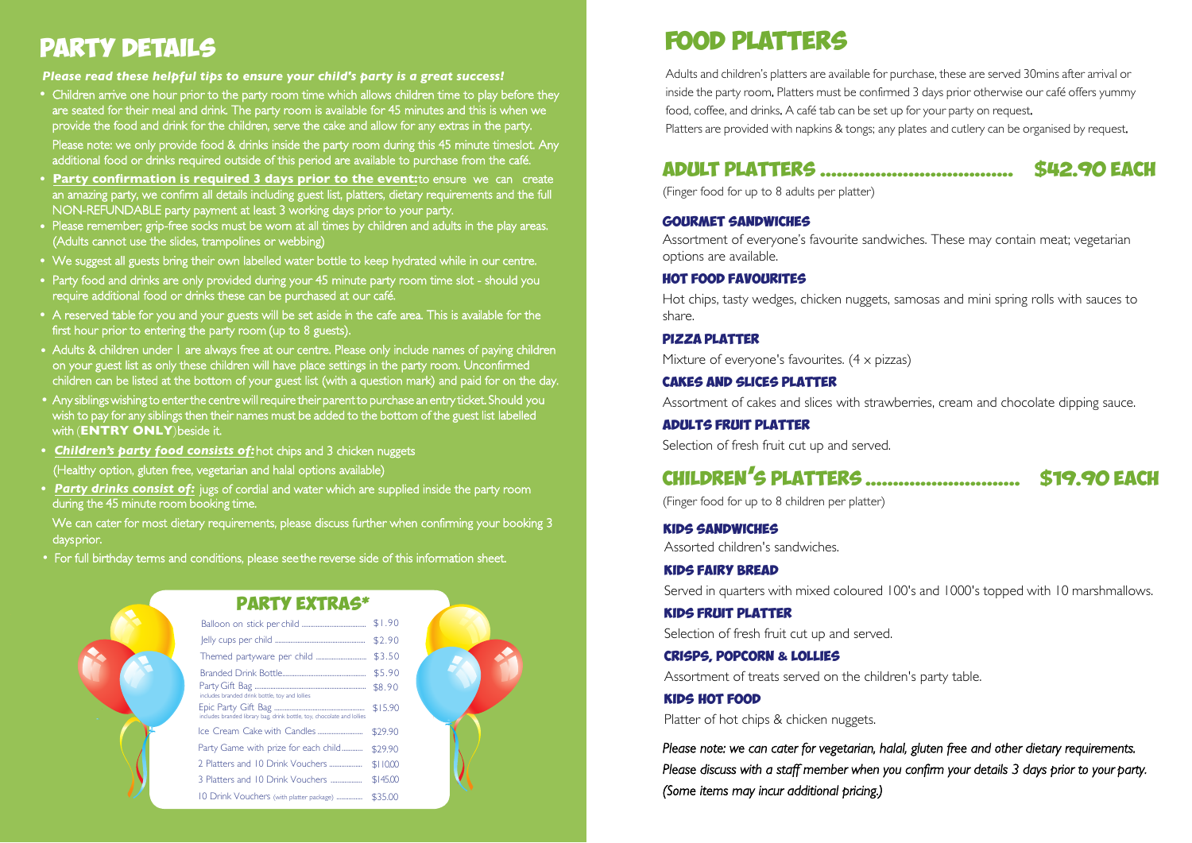# PARTY DETAILS

***Please read these helpful tips to ensure your child's party is a great success!***

- Children arrive one hour prior to the party room time which allows children time to play before they are seated for their meal and drink. The party room is available for 45 minutes and this is when we provide the food and drink for the children, serve the cake and allow for any extras in the party.

  Please note: we only provide food & drinks inside the party room during this 45 minute timeslot. Any additional food or drinks required outside of this period are available to purchase from the café.
- **Party confirmation is required 3 days prior to the event:** to ensure we can create an amazing party, we confirm all details including guest list, platters, dietary requirements and the full NON-REFUNDABLE party payment at least 3 working days prior to your party.
- Please remember; grip-free socks must be worn at all times by children and adults in the play areas. (Adults cannot use the slides, trampolines or webbing)
- We suggest all guests bring their own labelled water bottle to keep hydrated while in our centre.
- Party food and drinks are only provided during your 45 minute party room time slot - should you require additional food or drinks these can be purchased at our café.
- A reserved table for you and your guests will be set aside in the cafe area. This is available for the first hour prior to entering the party room (up to 8 guests).
- Adults & children under 1 are always free at our centre. Please only include names of paying children on your guest list as only these children will have place settings in the party room. Unconfirmed children can be listed at the bottom of your guest list (with a question mark) and paid for on the day.
- Any siblings wishing to enter the centre will require their parent to purchase an entry ticket. Should you wish to pay for any siblings then their names must be added to the bottom of the guest list labelled with (**ENTRY ONLY**) beside it.
- ***Children's party food consists of:*** hot chips and 3 chicken nuggets

  (Healthy option, gluten free, vegetarian and halal options available)
- ***Party drinks consist of:*** jugs of cordial and water which are supplied inside the party room during the 45 minute room booking time.

  We can cater for most dietary requirements, please discuss further when confirming your booking 3 days prior.
- For full birthday terms and conditions, please see the reverse side of this information sheet.

## PARTY EXTRAS*

| | |
|---|---|
| Balloon on stick per child | $1.90 |
| Jelly cups per child | $2.90 |
| Themed partyware per child | $3.50 |
| Branded Drink Bottle | $5.90 |
| Party Gift Bag (includes branded drink bottle, toy and lollies) | $8.90 |
| Epic Party Gift Bag (includes branded library bag, drink bottle, toy, chocolate and lollies) | $15.90 |
| Ice Cream Cake with Candles | $29.90 |
| Party Game with prize for each child | $29.90 |
| 2 Platters and 10 Drink Vouchers | $110.00 |
| 3 Platters and 10 Drink Vouchers | $145.00 |
| 10 Drink Vouchers (with platter package) | $35.00 |

# FOOD PLATTERS

Adults and children's platters are available for purchase, these are served 30mins after arrival or inside the party room. Platters must be confirmed 3 days prior otherwise our café offers yummy food, coffee, and drinks. A café tab can be set up for your party on request.
Platters are provided with napkins & tongs; any plates and cutlery can be organised by request.

## ADULT PLATTERS ................................ $42.90 EACH

(Finger food for up to 8 adults per platter)

### GOURMET SANDWICHES

Assortment of everyone's favourite sandwiches. These may contain meat; vegetarian options are available.

### HOT FOOD FAVOURITES

Hot chips, tasty wedges, chicken nuggets, samosas and mini spring rolls with sauces to share.

### PIZZA PLATTER

Mixture of everyone's favourites. (4 x pizzas)

### CAKES AND SLICES PLATTER

Assortment of cakes and slices with strawberries, cream and chocolate dipping sauce.

### ADULTS FRUIT PLATTER

Selection of fresh fruit cut up and served.

## CHILDREN'S PLATTERS ........................... $19.90 EACH

(Finger food for up to 8 children per platter)

### KIDS SANDWICHES

Assorted children's sandwiches.

### KIDS FAIRY BREAD

Served in quarters with mixed coloured 100's and 1000's topped with 10 marshmallows.

### KIDS FRUIT PLATTER

Selection of fresh fruit cut up and served.

### CRISPS, POPCORN & LOLLIES

Assortment of treats served on the children's party table.

### KIDS HOT FOOD

Platter of hot chips & chicken nuggets.

*Please note: we can cater for vegetarian, halal, gluten free and other dietary requirements. Please discuss with a staff member when you confirm your details 3 days prior to your party. (Some items may incur additional pricing.)*